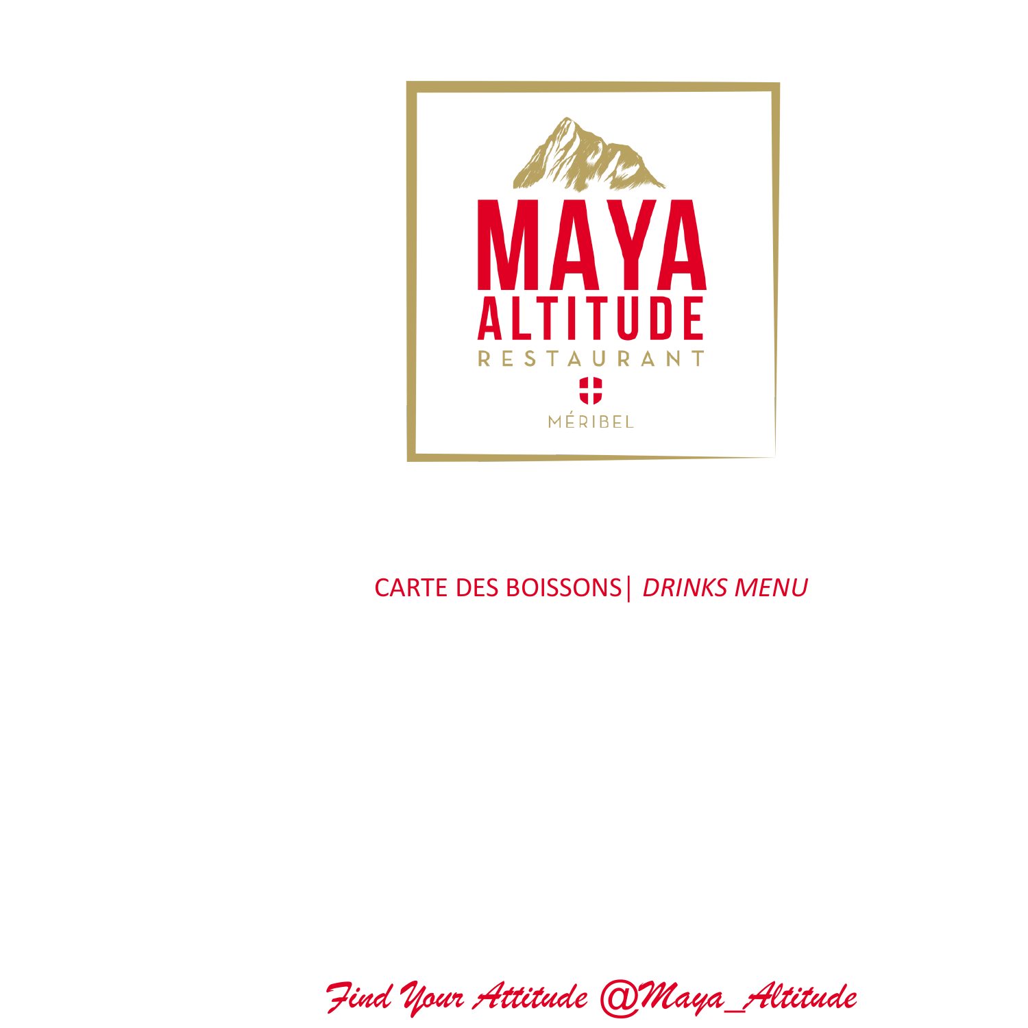# MAYA ALTITUDE

RESTAURANT

MÉRIBEL

CARTE DES BOISSONS| *DRINKS MENU*

*Find Your Attitude @Maya_Altitude*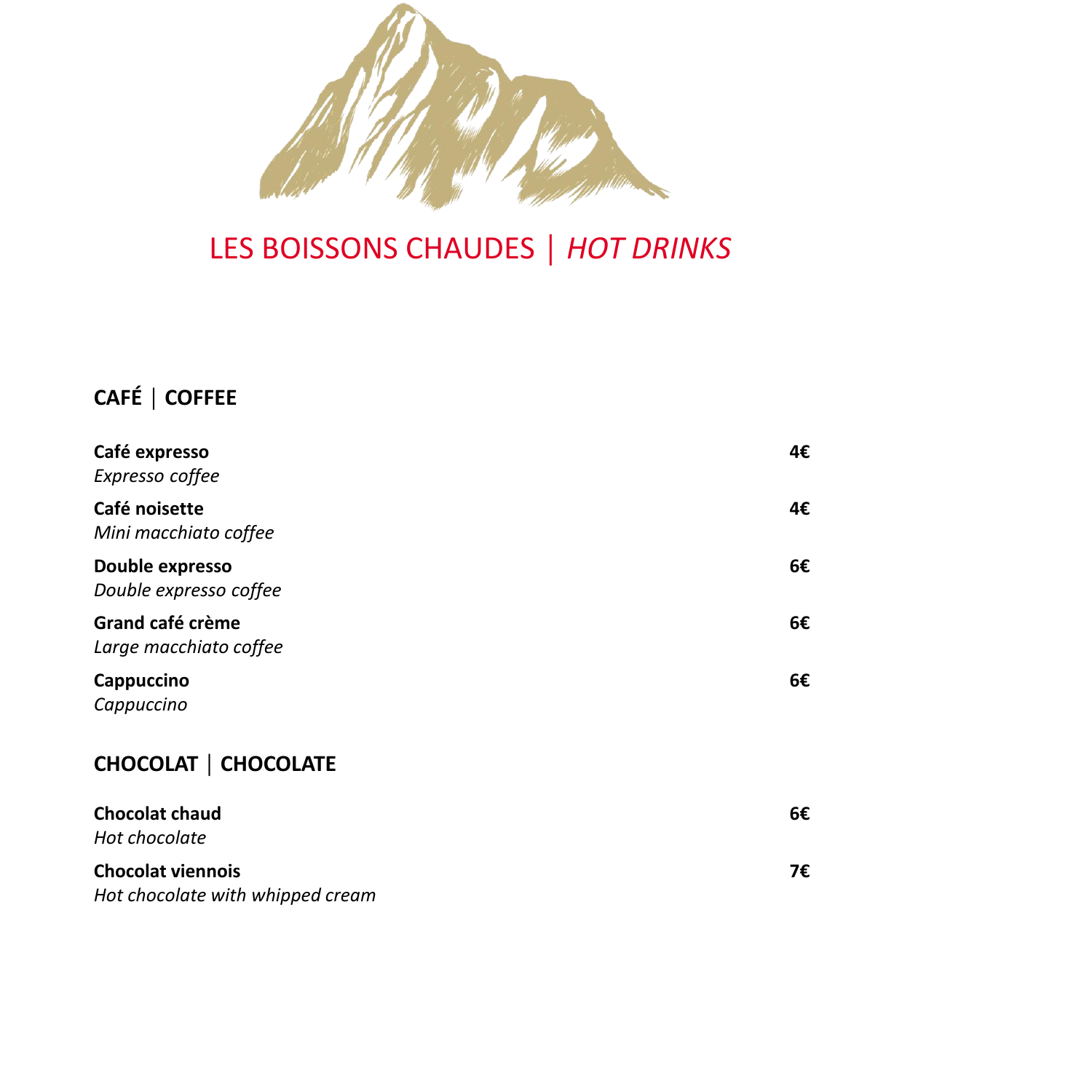# LES BOISSONS CHAUDES | *HOT DRINKS*

## CAFÉ | COFFEE

**Café expresso** **4€**
*Expresso coffee*

**Café noisette** **4€**
*Mini macchiato coffee*

**Double expresso** **6€**
*Double expresso coffee*

**Grand café crème** **6€**
*Large macchiato coffee*

**Cappuccino** **6€**
*Cappuccino*

## CHOCOLAT | CHOCOLATE

**Chocolat chaud** **6€**
*Hot chocolate*

**Chocolat viennois** **7€**
*Hot chocolate with whipped cream*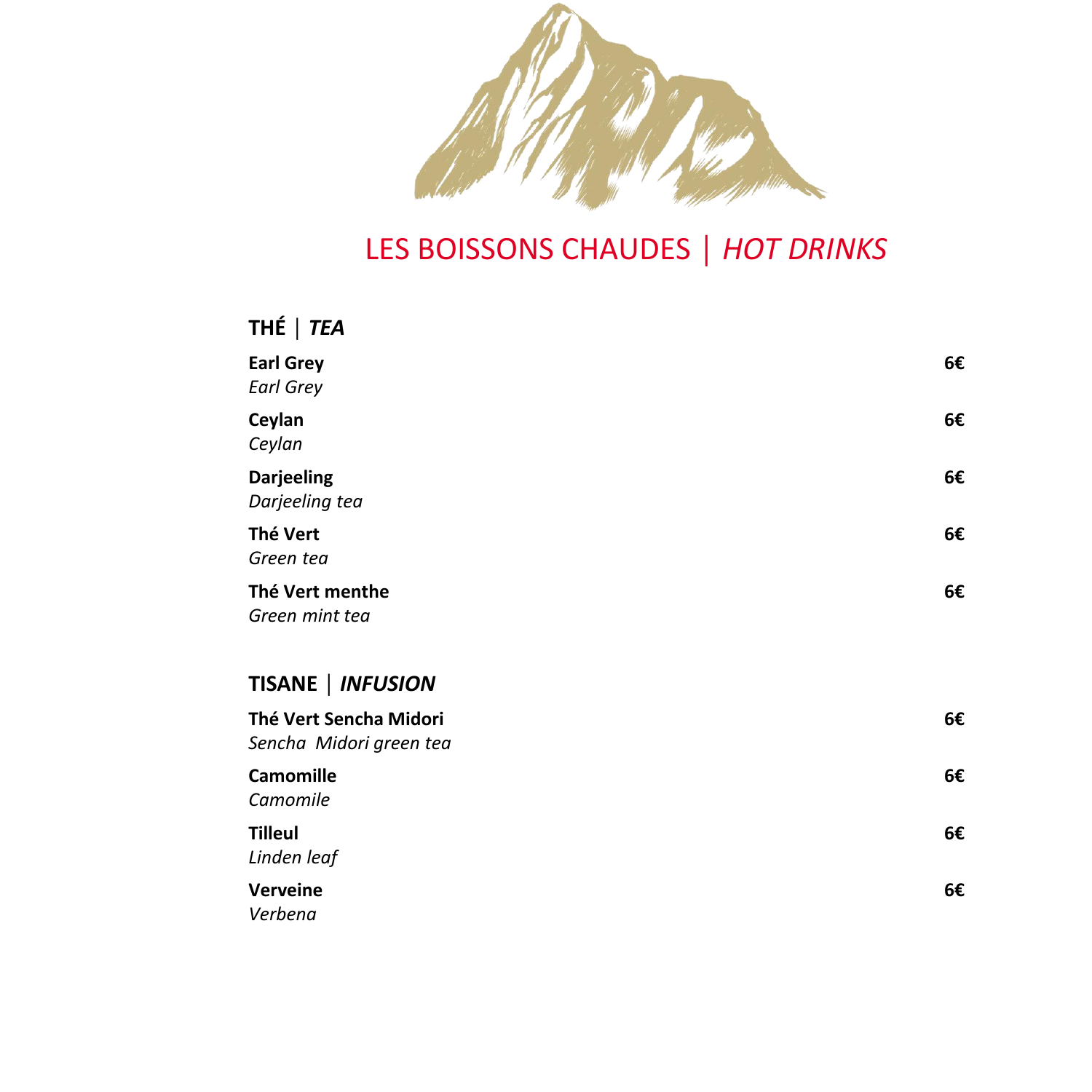# LES BOISSONS CHAUDES | *HOT DRINKS*

## THÉ | *TEA*

**Earl Grey** **6€**
*Earl Grey*

**Ceylan** **6€**
*Ceylan*

**Darjeeling** **6€**
*Darjeeling tea*

**Thé Vert** **6€**
*Green tea*

**Thé Vert menthe** **6€**
*Green mint tea*

## TISANE | *INFUSION*

**Thé Vert Sencha Midori** **6€**
*Sencha Midori green tea*

**Camomille** **6€**
*Camomile*

**Tilleul** **6€**
*Linden leaf*

**Verveine** **6€**
*Verbena*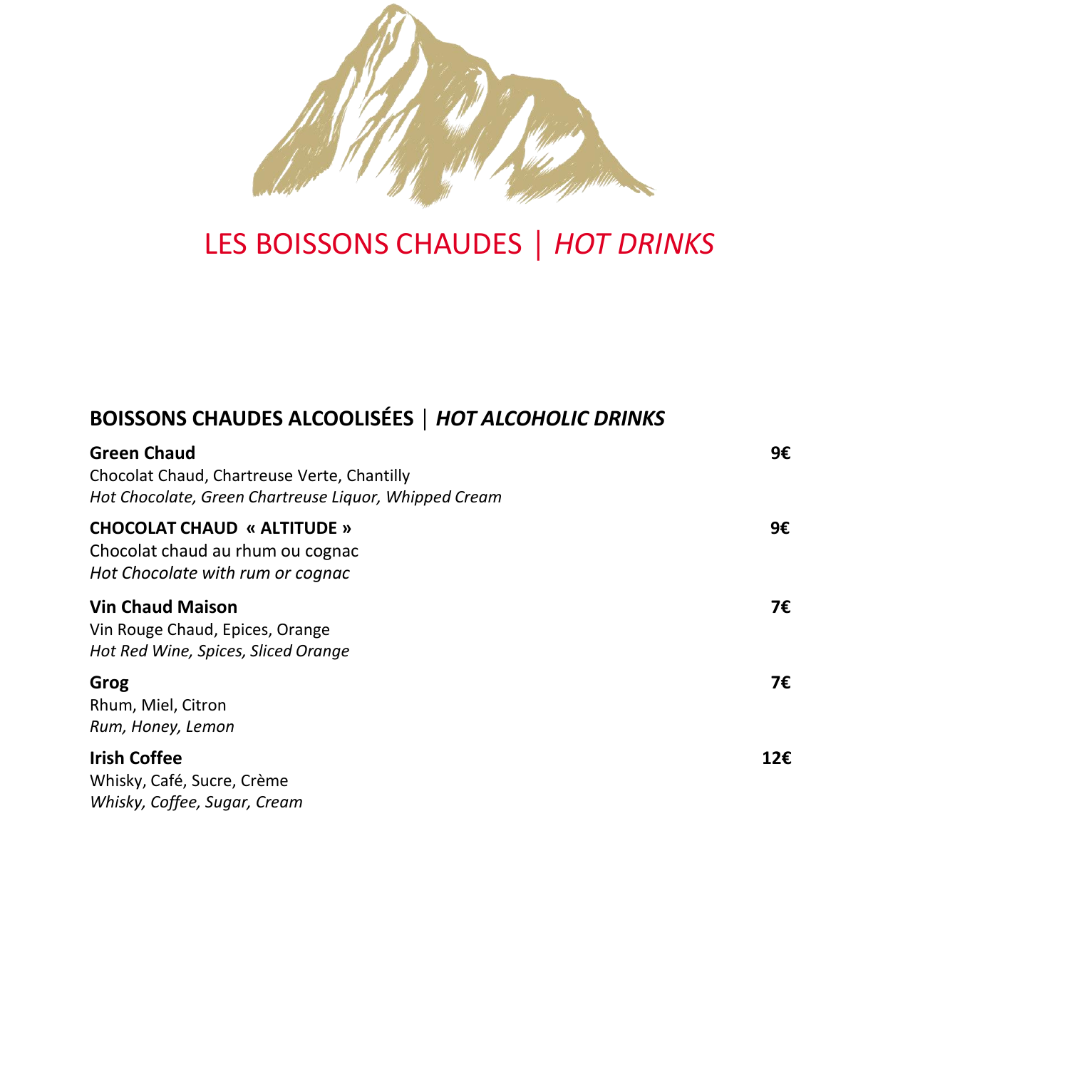# LES BOISSONS CHAUDES | *HOT DRINKS*

## BOISSONS CHAUDES ALCOOLISÉES | *HOT ALCOHOLIC DRINKS*

**Green Chaud** **9€**
Chocolat Chaud, Chartreuse Verte, Chantilly
*Hot Chocolate, Green Chartreuse Liquor, Whipped Cream*

**CHOCOLAT CHAUD « ALTITUDE »** **9€**
Chocolat chaud au rhum ou cognac
*Hot Chocolate with rum or cognac*

**Vin Chaud Maison** **7€**
Vin Rouge Chaud, Epices, Orange
*Hot Red Wine, Spices, Sliced Orange*

**Grog** **7€**
Rhum, Miel, Citron
*Rum, Honey, Lemon*

**Irish Coffee** **12€**
Whisky, Café, Sucre, Crème
*Whisky, Coffee, Sugar, Cream*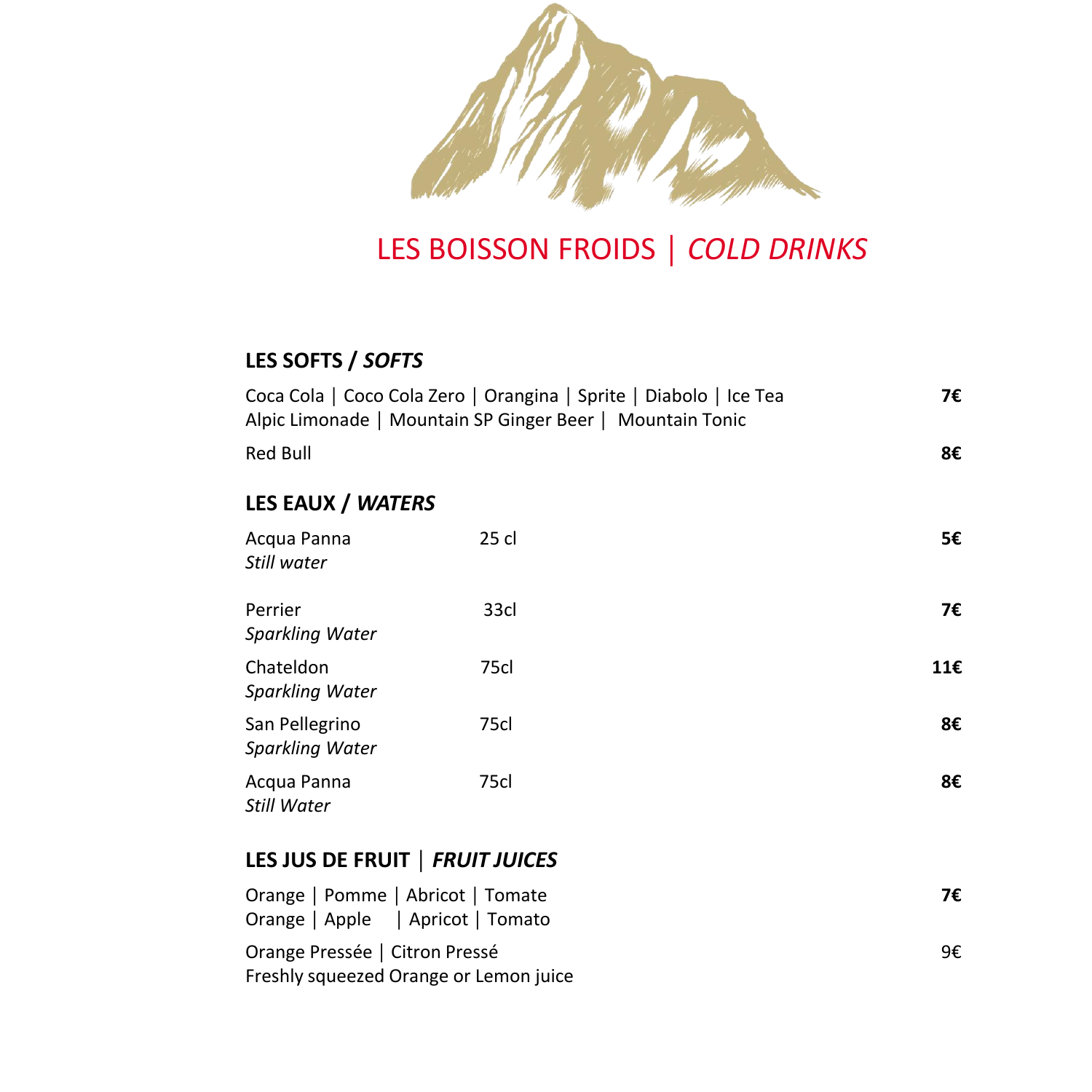# LES BOISSON FROIDS | *COLD DRINKS*

## LES SOFTS / *SOFTS*

Coca Cola | Coco Cola Zero | Orangina | Sprite | Diabolo | Ice Tea
Alpic Limonade | Mountain SP Ginger Beer | Mountain Tonic — **7€**

Red Bull — **8€**

## LES EAUX / *WATERS*

| | | |
|---|---|---|
| Acqua Panna<br>*Still water* | 25 cl | **5€** |
| Perrier<br>*Sparkling Water* | 33cl | **7€** |
| Chateldon<br>*Sparkling Water* | 75cl | **11€** |
| San Pellegrino<br>*Sparkling Water* | 75cl | **8€** |
| Acqua Panna<br>*Still Water* | 75cl | **8€** |

## LES JUS DE FRUIT | *FRUIT JUICES*

Orange | Pomme | Abricot | Tomate
Orange | Apple | Apricot | Tomato — **7€**

Orange Pressée | Citron Pressé
Freshly squeezed Orange or Lemon juice — 9€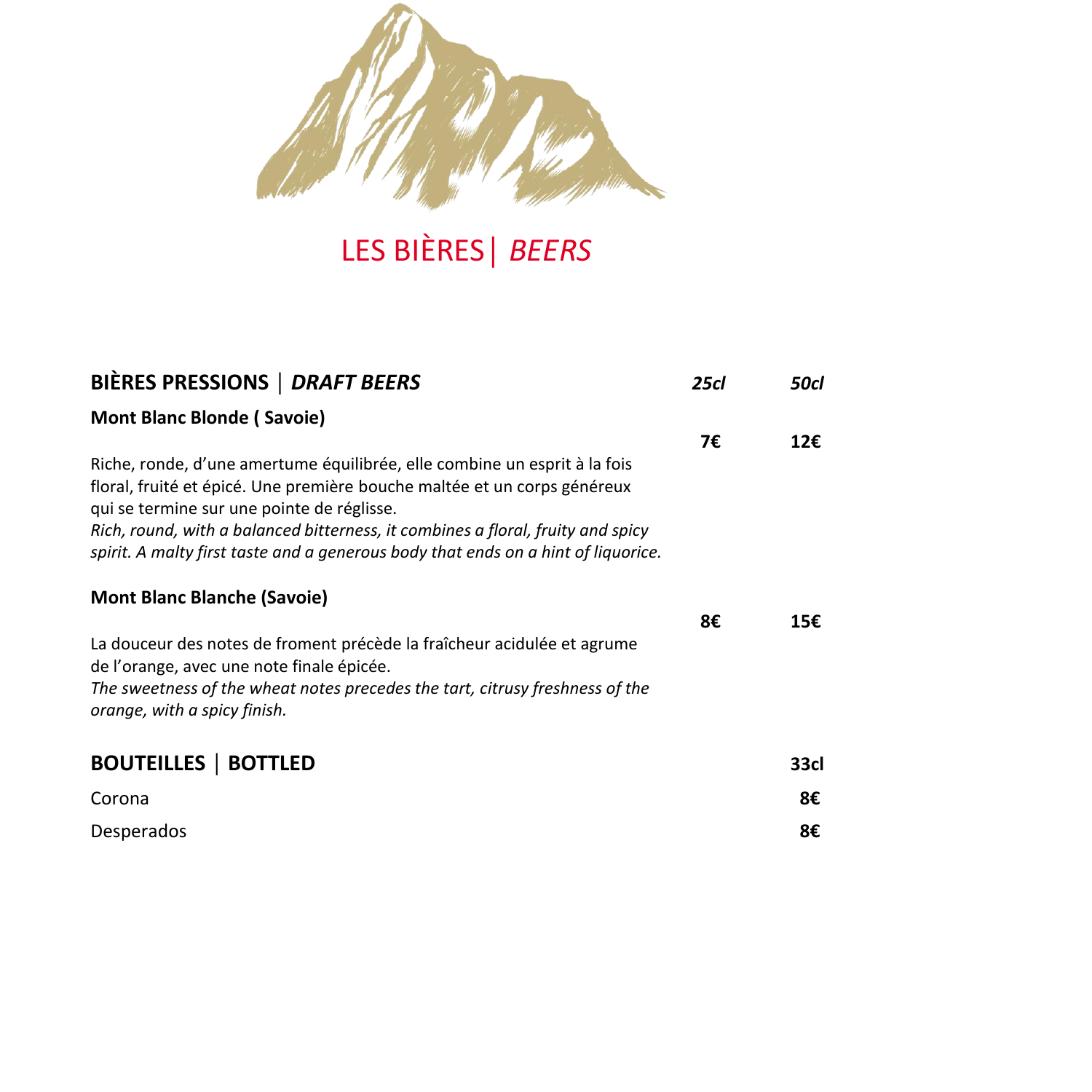# LES BIÈRES | *BEERS*

| **BIÈRES PRESSIONS** \| ***DRAFT BEERS*** | ***25cl*** | ***50cl*** |
|---|---|---|
| **Mont Blanc Blonde ( Savoie)** | **7€** | **12€** |
| Riche, ronde, d'une amertume équilibrée, elle combine un esprit à la fois floral, fruité et épicé. Une première bouche maltée et un corps généreux qui se termine sur une pointe de réglisse. *Rich, round, with a balanced bitterness, it combines a floral, fruity and spicy spirit. A malty first taste and a generous body that ends on a hint of liquorice.* | | |
| **Mont Blanc Blanche (Savoie)** | **8€** | **15€** |
| La douceur des notes de froment précède la fraîcheur acidulée et agrume de l'orange, avec une note finale épicée. *The sweetness of the wheat notes precedes the tart, citrusy freshness of the orange, with a spicy finish.* | | |

| **BOUTEILLES** \| **BOTTLED** | **33cl** |
|---|---|
| Corona | **8€** |
| Desperados | **8€** |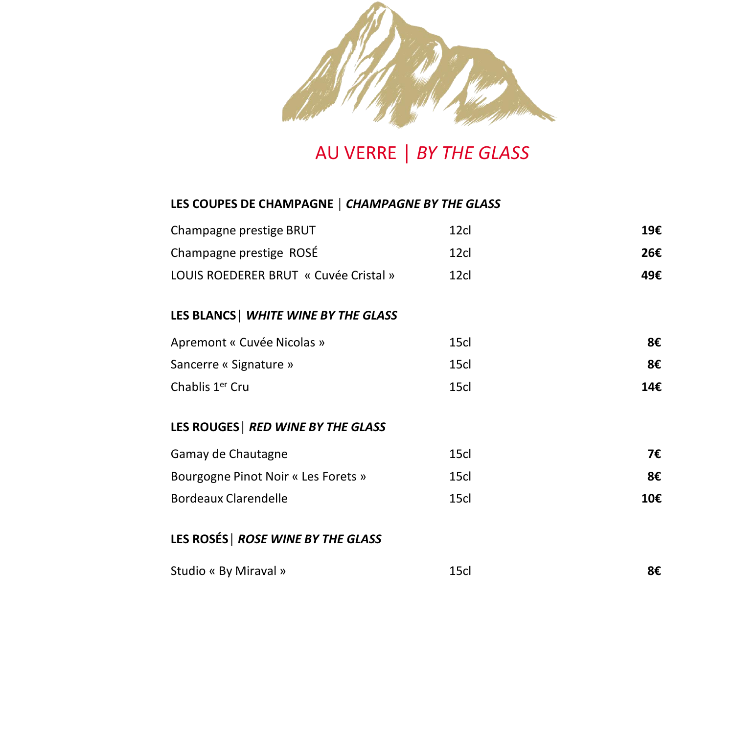# AU VERRE | *BY THE GLASS*

## LES COUPES DE CHAMPAGNE | *CHAMPAGNE BY THE GLASS*

| | | |
|---|---|---|
| Champagne prestige BRUT | 12cl | **19€** |
| Champagne prestige ROSÉ | 12cl | **26€** |
| LOUIS ROEDERER BRUT « Cuvée Cristal » | 12cl | **49€** |

## LES BLANCS | *WHITE WINE BY THE GLASS*

| | | |
|---|---|---|
| Apremont « Cuvée Nicolas » | 15cl | **8€** |
| Sancerre « Signature » | 15cl | **8€** |
| Chablis 1er Cru | 15cl | **14€** |

## LES ROUGES | *RED WINE BY THE GLASS*

| | | |
|---|---|---|
| Gamay de Chautagne | 15cl | **7€** |
| Bourgogne Pinot Noir « Les Forets » | 15cl | **8€** |
| Bordeaux Clarendelle | 15cl | **10€** |

## LES ROSÉS | *ROSE WINE BY THE GLASS*

| | | |
|---|---|---|
| Studio « By Miraval » | 15cl | **8€** |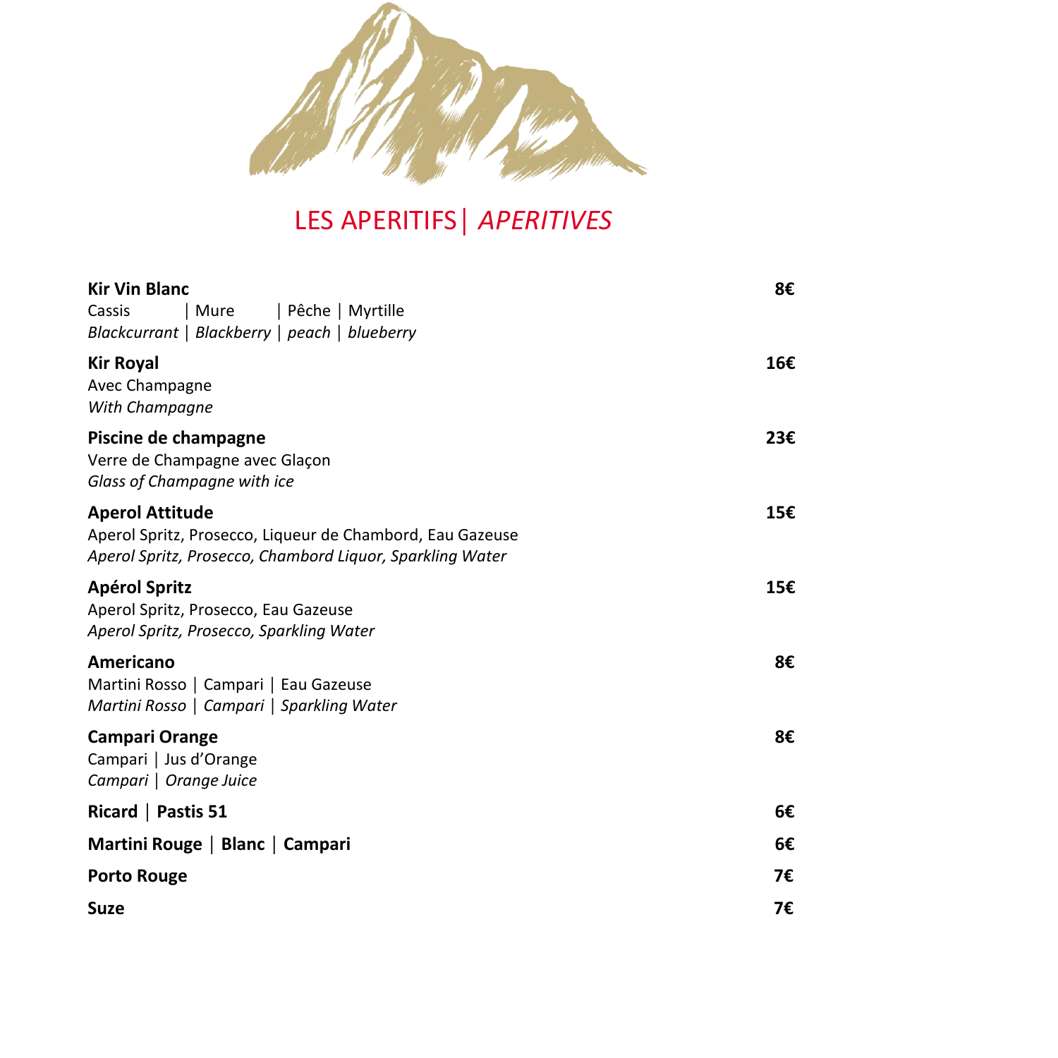# LES APERITIFS | *APERITIVES*

**Kir Vin Blanc** — **8€**
Cassis | Mure | Pêche | Myrtille
*Blackcurrant | Blackberry | peach | blueberry*

**Kir Royal** — **16€**
Avec Champagne
*With Champagne*

**Piscine de champagne** — **23€**
Verre de Champagne avec Glaçon
*Glass of Champagne with ice*

**Aperol Attitude** — **15€**
Aperol Spritz, Prosecco, Liqueur de Chambord, Eau Gazeuse
*Aperol Spritz, Prosecco, Chambord Liquor, Sparkling Water*

**Apérol Spritz** — **15€**
Aperol Spritz, Prosecco, Eau Gazeuse
*Aperol Spritz, Prosecco, Sparkling Water*

**Americano** — **8€**
Martini Rosso | Campari | Eau Gazeuse
*Martini Rosso | Campari | Sparkling Water*

**Campari Orange** — **8€**
Campari | Jus d'Orange
*Campari | Orange Juice*

**Ricard | Pastis 51** — **6€**

**Martini Rouge | Blanc | Campari** — **6€**

**Porto Rouge** — **7€**

**Suze** — **7€**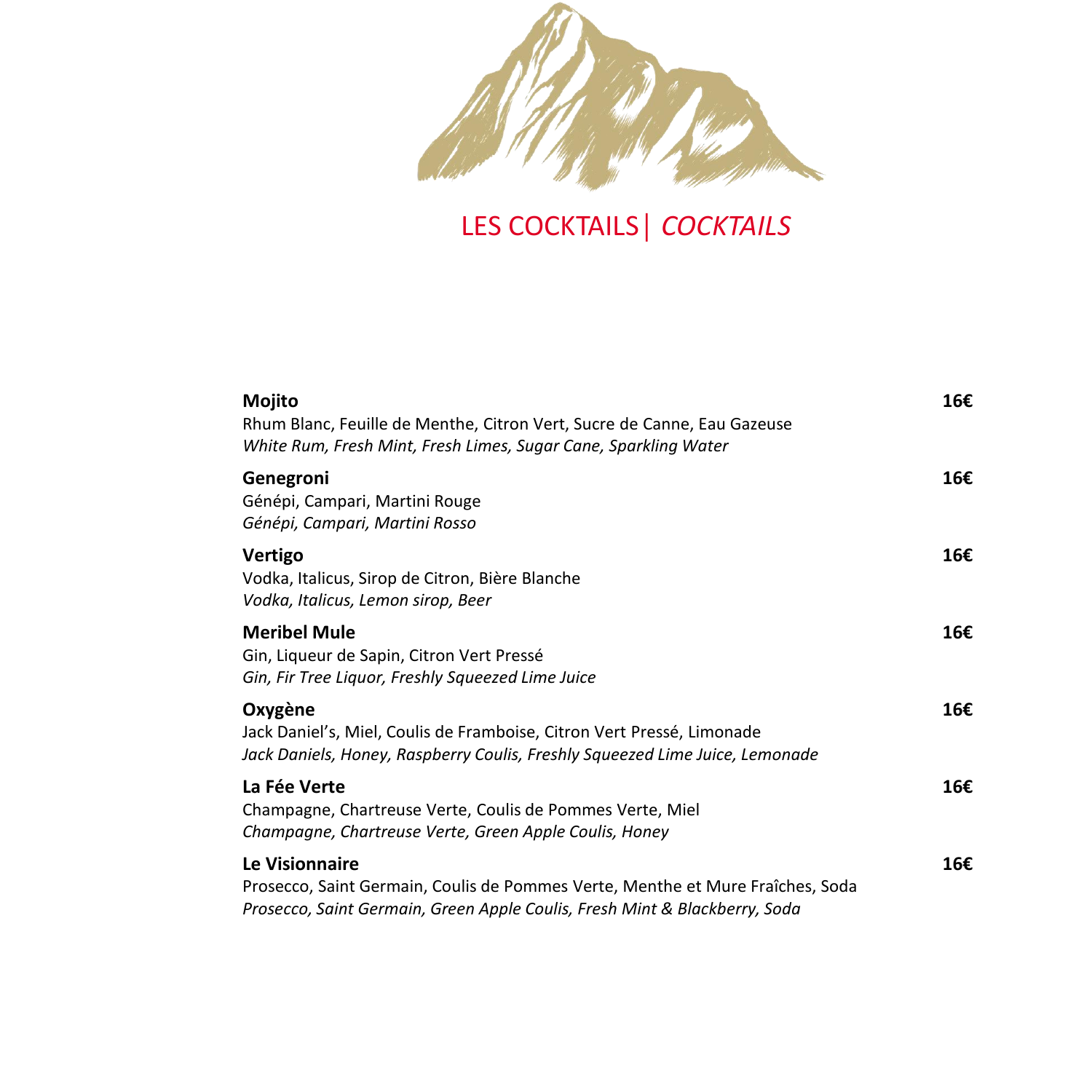# LES COCKTAILS | *COCKTAILS*

**Mojito** **16€**
Rhum Blanc, Feuille de Menthe, Citron Vert, Sucre de Canne, Eau Gazeuse
*White Rum, Fresh Mint, Fresh Limes, Sugar Cane, Sparkling Water*

**Genegroni** **16€**
Génépi, Campari, Martini Rouge
*Génépi, Campari, Martini Rosso*

**Vertigo** **16€**
Vodka, Italicus, Sirop de Citron, Bière Blanche
*Vodka, Italicus, Lemon sirop, Beer*

**Meribel Mule** **16€**
Gin, Liqueur de Sapin, Citron Vert Pressé
*Gin, Fir Tree Liquor, Freshly Squeezed Lime Juice*

**Oxygène** **16€**
Jack Daniel's, Miel, Coulis de Framboise, Citron Vert Pressé, Limonade
*Jack Daniels, Honey, Raspberry Coulis, Freshly Squeezed Lime Juice, Lemonade*

**La Fée Verte** **16€**
Champagne, Chartreuse Verte, Coulis de Pommes Verte, Miel
*Champagne, Chartreuse Verte, Green Apple Coulis, Honey*

**Le Visionnaire** **16€**
Prosecco, Saint Germain, Coulis de Pommes Verte, Menthe et Mure Fraîches, Soda
*Prosecco, Saint Germain, Green Apple Coulis, Fresh Mint & Blackberry, Soda*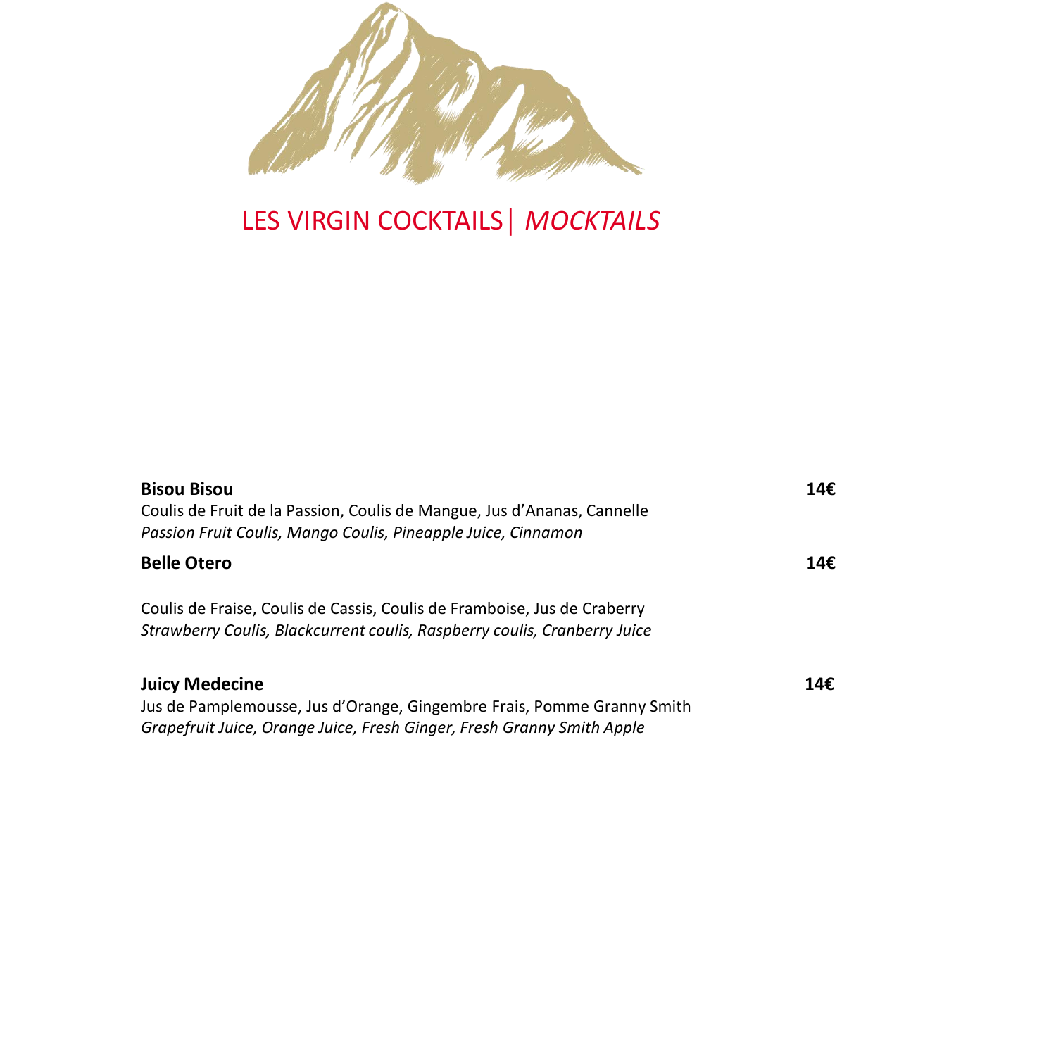# LES VIRGIN COCKTAILS | *MOCKTAILS*

**Bisou Bisou** **14€**

Coulis de Fruit de la Passion, Coulis de Mangue, Jus d'Ananas, Cannelle
*Passion Fruit Coulis, Mango Coulis, Pineapple Juice, Cinnamon*

**Belle Otero** **14€**

Coulis de Fraise, Coulis de Cassis, Coulis de Framboise, Jus de Craberry
*Strawberry Coulis, Blackcurrent coulis, Raspberry coulis, Cranberry Juice*

**Juicy Medecine** **14€**

Jus de Pamplemousse, Jus d'Orange, Gingembre Frais, Pomme Granny Smith
*Grapefruit Juice, Orange Juice, Fresh Ginger, Fresh Granny Smith Apple*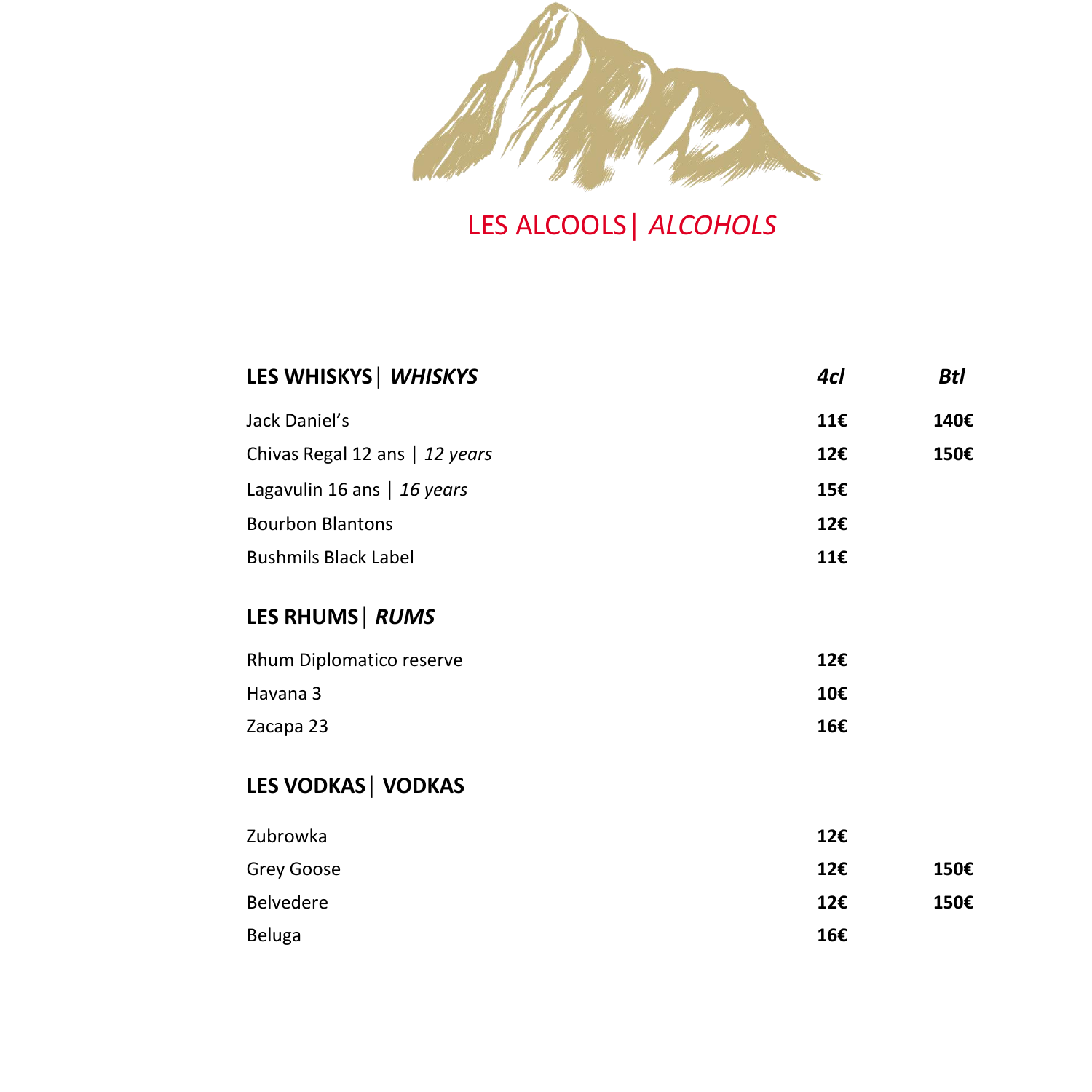# LES ALCOOLS| *ALCOHOLS*

| **LES WHISKYS**\| ***WHISKYS*** | ***4cl*** | ***Btl*** |
|---|---|---|
| Jack Daniel's | **11€** | **140€** |
| Chivas Regal 12 ans \| *12 years* | **12€** | **150€** |
| Lagavulin 16 ans \| *16 years* | **15€** | |
| Bourbon Blantons | **12€** | |
| Bushmils Black Label | **11€** | |

| **LES RHUMS**\| ***RUMS*** | | |
|---|---|---|
| Rhum Diplomatico reserve | **12€** | |
| Havana 3 | **10€** | |
| Zacapa 23 | **16€** | |

| **LES VODKAS**\| **VODKAS** | | |
|---|---|---|
| Zubrowka | **12€** | |
| Grey Goose | **12€** | **150€** |
| Belvedere | **12€** | **150€** |
| Beluga | **16€** | |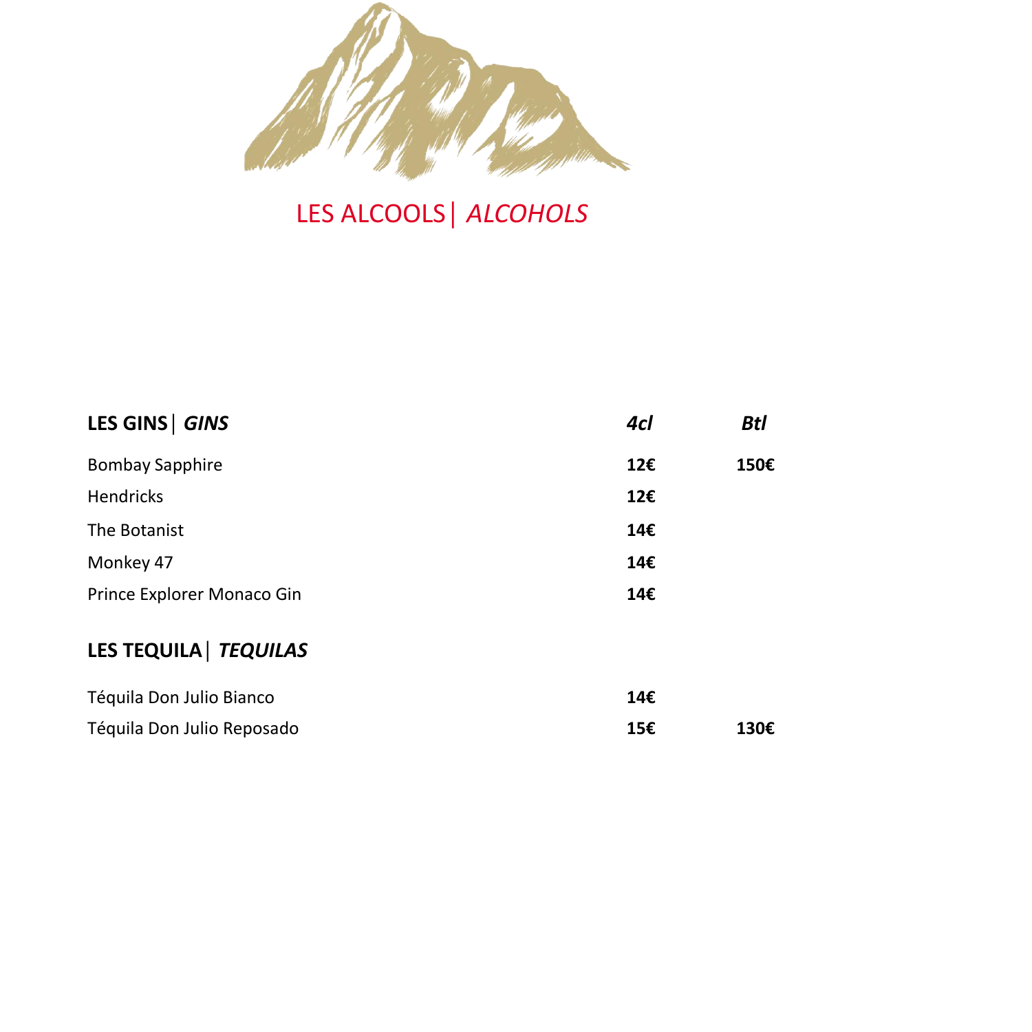# LES ALCOOLS | *ALCOHOLS*

| **LES GINS** \| ***GINS*** | ***4cl*** | ***Btl*** |
|---|---|---|
| Bombay Sapphire | **12€** | **150€** |
| Hendricks | **12€** | |
| The Botanist | **14€** | |
| Monkey 47 | **14€** | |
| Prince Explorer Monaco Gin | **14€** | |

| **LES TEQUILA** \| ***TEQUILAS*** | | |
|---|---|---|
| Téquila Don Julio Bianco | **14€** | |
| Téquila Don Julio Reposado | **15€** | **130€** |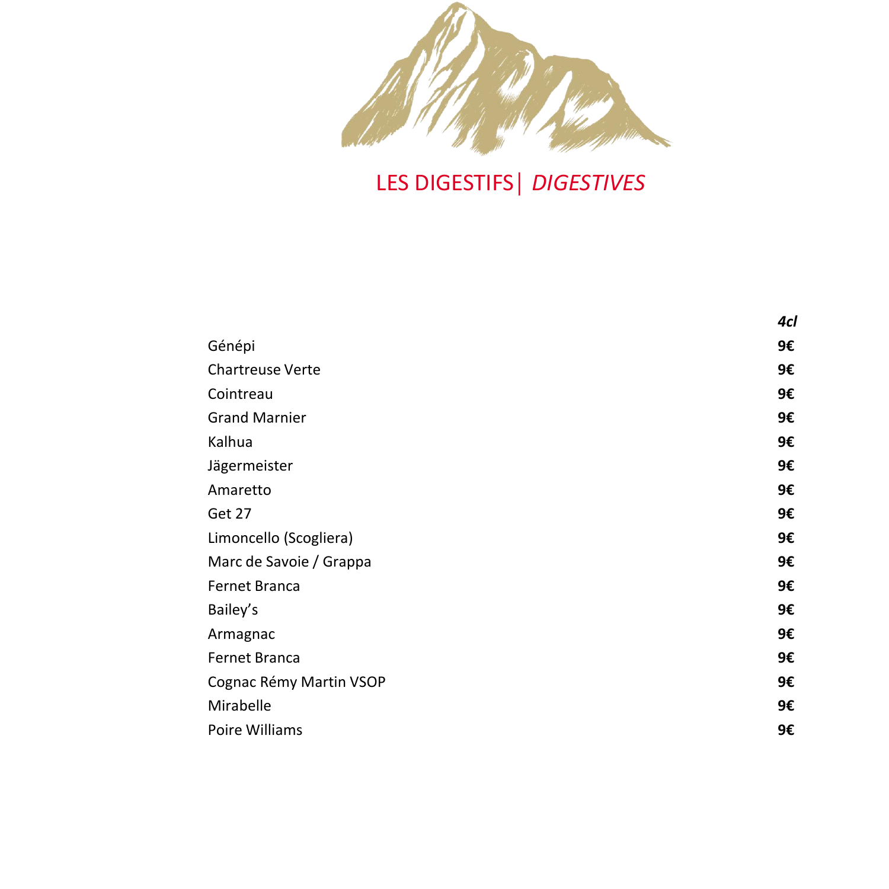# LES DIGESTIFS | *DIGESTIVES*

| | *4cl* |
|---|---|
| Génépi | **9€** |
| Chartreuse Verte | **9€** |
| Cointreau | **9€** |
| Grand Marnier | **9€** |
| Kalhua | **9€** |
| Jägermeister | **9€** |
| Amaretto | **9€** |
| Get 27 | **9€** |
| Limoncello (Scogliera) | **9€** |
| Marc de Savoie / Grappa | **9€** |
| Fernet Branca | **9€** |
| Bailey's | **9€** |
| Armagnac | **9€** |
| Fernet Branca | **9€** |
| Cognac Rémy Martin VSOP | **9€** |
| Mirabelle | **9€** |
| Poire Williams | **9€** |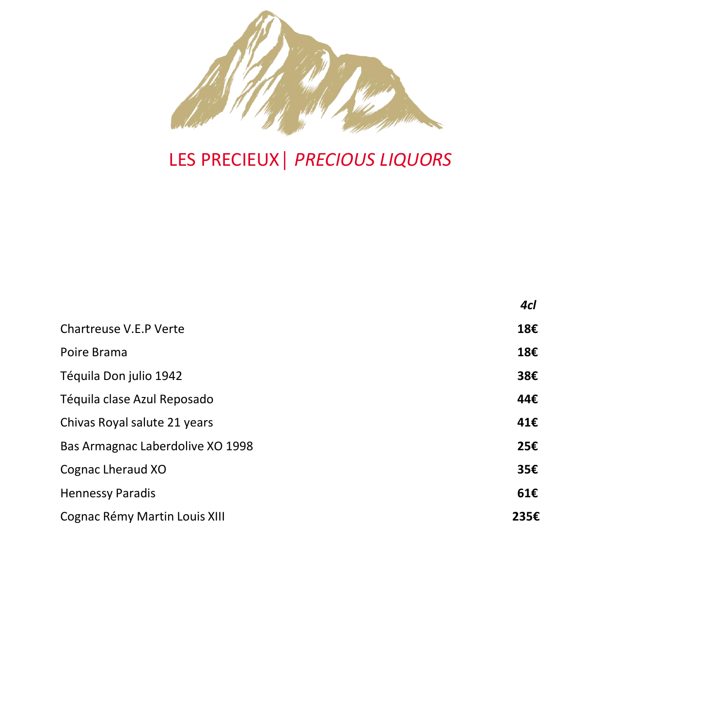# LES PRECIEUX | *PRECIOUS LIQUORS*

| | *4cl* |
|---|---|
| Chartreuse V.E.P Verte | **18€** |
| Poire Brama | **18€** |
| Téquila Don julio 1942 | **38€** |
| Téquila clase Azul Reposado | **44€** |
| Chivas Royal salute 21 years | **41€** |
| Bas Armagnac Laberdolive XO 1998 | **25€** |
| Cognac Lheraud XO | **35€** |
| Hennessy Paradis | **61€** |
| Cognac Rémy Martin Louis XIII | **235€** |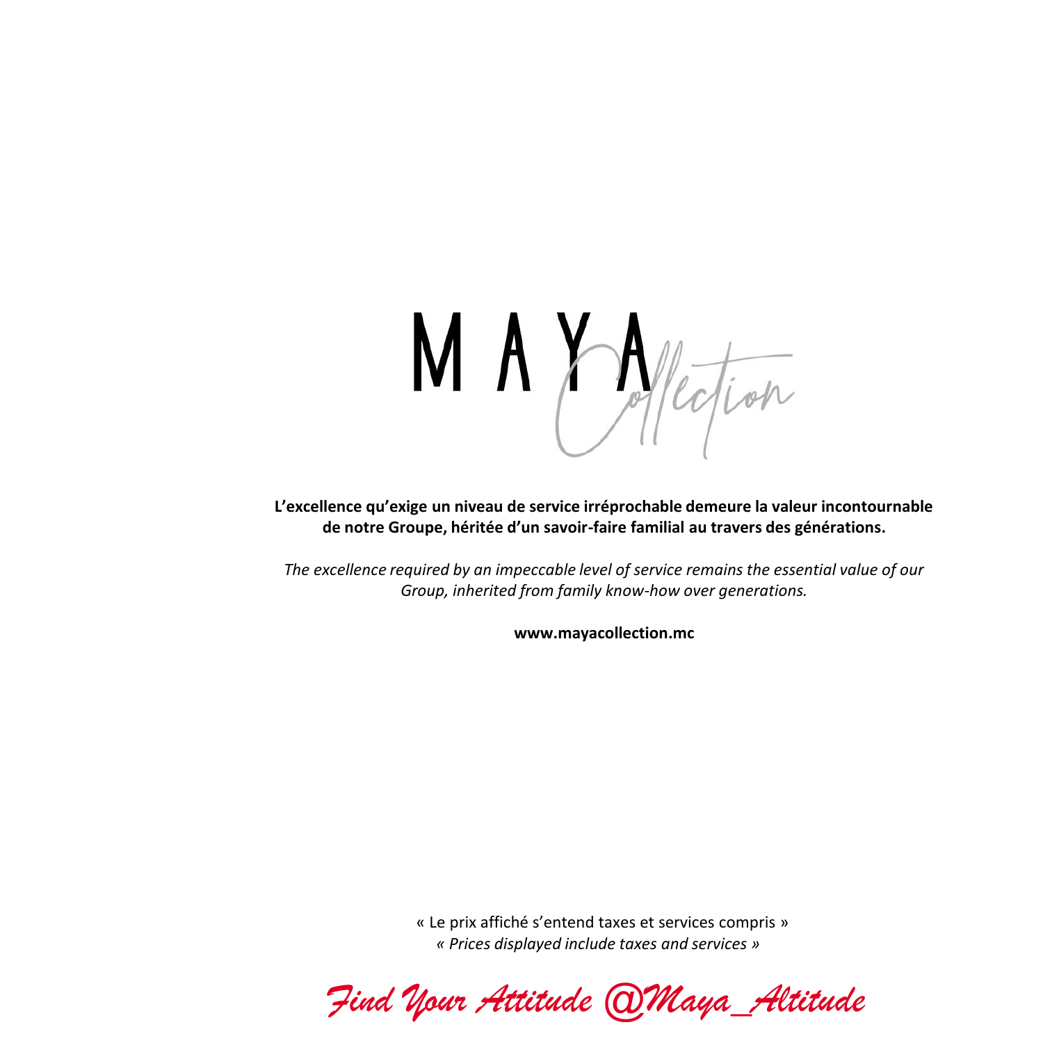# MAYA Collection

**L'excellence qu'exige un niveau de service irréprochable demeure la valeur incontournable de notre Groupe, héritée d'un savoir-faire familial au travers des générations.**

*The excellence required by an impeccable level of service remains the essential value of our Group, inherited from family know-how over generations.*

**www.mayacollection.mc**

« Le prix affiché s'entend taxes et services compris »

*« Prices displayed include taxes and services »*

*Find Your Attitude @Maya_Altitude*